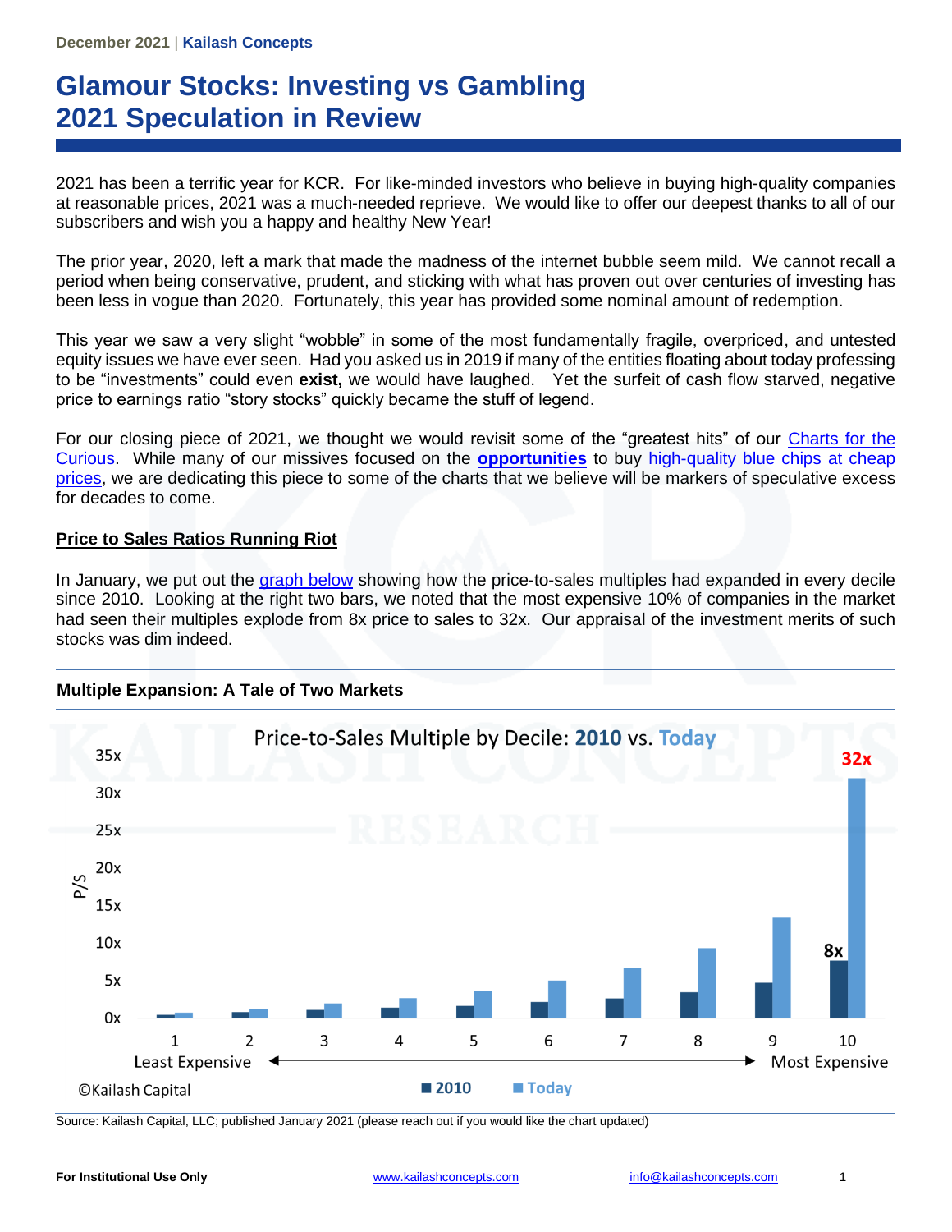December 2021 | **Kailash Concepts**

# Glamour Stocks: Investing vs Gambling
# 2021 Speculation in Review

2021 has been a terrific year for KCR. For like-minded investors who believe in buying high-quality companies at reasonable prices, 2021 was a much-needed reprieve. We would like to offer our deepest thanks to all of our subscribers and wish you a happy and healthy New Year!

The prior year, 2020, left a mark that made the madness of the internet bubble seem mild. We cannot recall a period when being conservative, prudent, and sticking with what has proven out over centuries of investing has been less in vogue than 2020. Fortunately, this year has provided some nominal amount of redemption.

This year we saw a very slight "wobble" in some of the most fundamentally fragile, overpriced, and untested equity issues we have ever seen. Had you asked us in 2019 if many of the entities floating about today professing to be "investments" could even **exist,** we would have laughed. Yet the surfeit of cash flow starved, negative price to earnings ratio "story stocks" quickly became the stuff of legend.

For our closing piece of 2021, we thought we would revisit some of the "greatest hits" of our Charts for the Curious. While many of our missives focused on the **opportunities** to buy high-quality blue chips at cheap prices, we are dedicating this piece to some of the charts that we believe will be markers of speculative excess for decades to come.

## Price to Sales Ratios Running Riot

In January, we put out the graph below showing how the price-to-sales multiples had expanded in every decile since 2010. Looking at the right two bars, we noted that the most expensive 10% of companies in the market had seen their multiples explode from 8x price to sales to 32x. Our appraisal of the investment merits of such stocks was dim indeed.

**Multiple Expansion: A Tale of Two Markets**

Price-to-Sales Multiple by Decile: **2010** vs. **Today**

| Decile | 2010 | Today |
|---|---|---|
| 1 (Least Expensive) | | |
| 2 | | |
| 3 | | |
| 4 | | |
| 5 | | |
| 6 | | |
| 7 | | |
| 8 | | |
| 9 | | |
| 10 (Most Expensive) | 8x | 32x |

©Kailash Capital

Source: Kailash Capital, LLC; published January 2021 (please reach out if you would like the chart updated)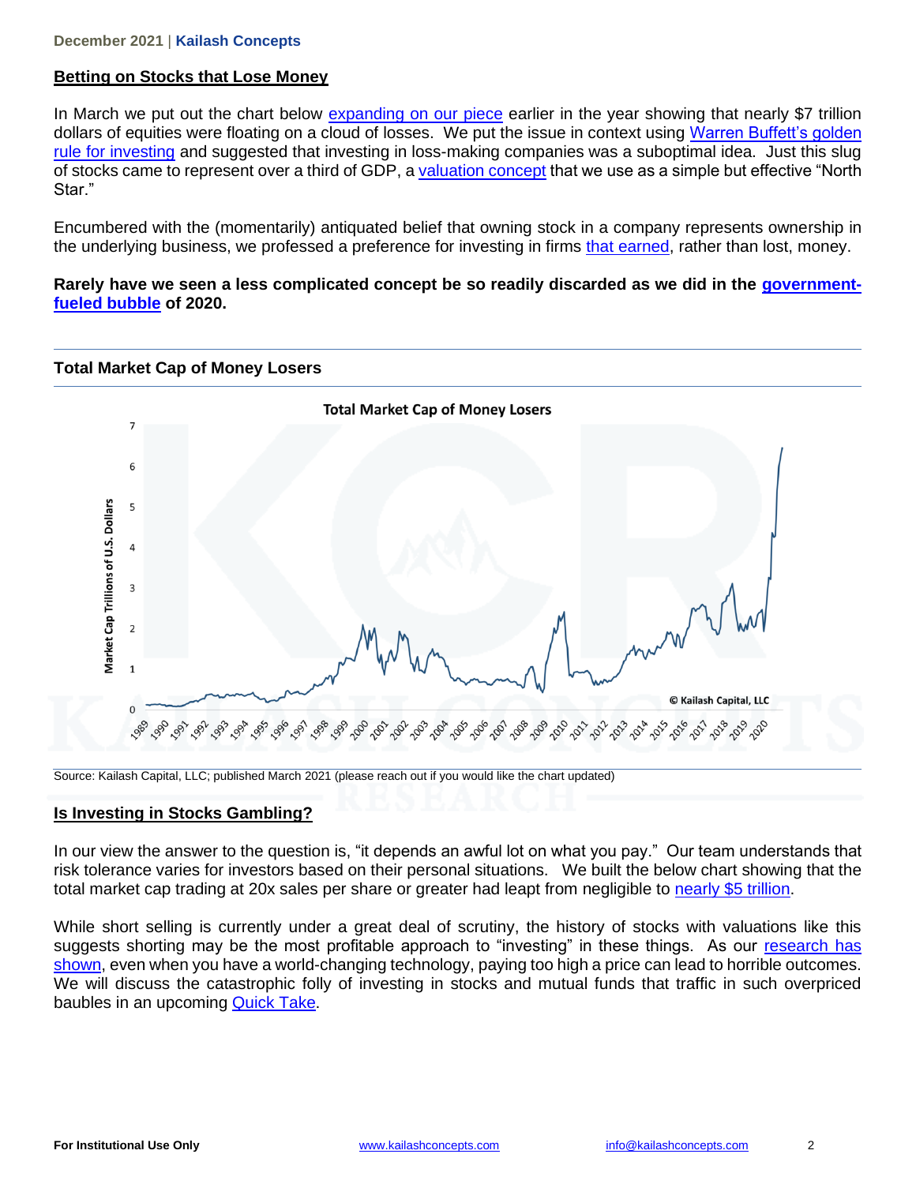## Betting on Stocks that Lose Money

In March we put out the chart below expanding on our piece earlier in the year showing that nearly $7 trillion dollars of equities were floating on a cloud of losses. We put the issue in context using Warren Buffett's golden rule for investing and suggested that investing in loss-making companies was a suboptimal idea. Just this slug of stocks came to represent over a third of GDP, a valuation concept that we use as a simple but effective "North Star."

Encumbered with the (momentarily) antiquated belief that owning stock in a company represents ownership in the underlying business, we professed a preference for investing in firms that earned, rather than lost, money.

**Rarely have we seen a less complicated concept be so readily discarded as we did in the government-fueled bubble of 2020.**

### Total Market Cap of Money Losers

Source: Kailash Capital, LLC; published March 2021 (please reach out if you would like the chart updated)

## Is Investing in Stocks Gambling?

In our view the answer to the question is, "it depends an awful lot on what you pay." Our team understands that risk tolerance varies for investors based on their personal situations. We built the below chart showing that the total market cap trading at 20x sales per share or greater had leapt from negligible to nearly $5 trillion.

While short selling is currently under a great deal of scrutiny, the history of stocks with valuations like this suggests shorting may be the most profitable approach to "investing" in these things. As our research has shown, even when you have a world-changing technology, paying too high a price can lead to horrible outcomes. We will discuss the catastrophic folly of investing in stocks and mutual funds that traffic in such overpriced baubles in an upcoming Quick Take.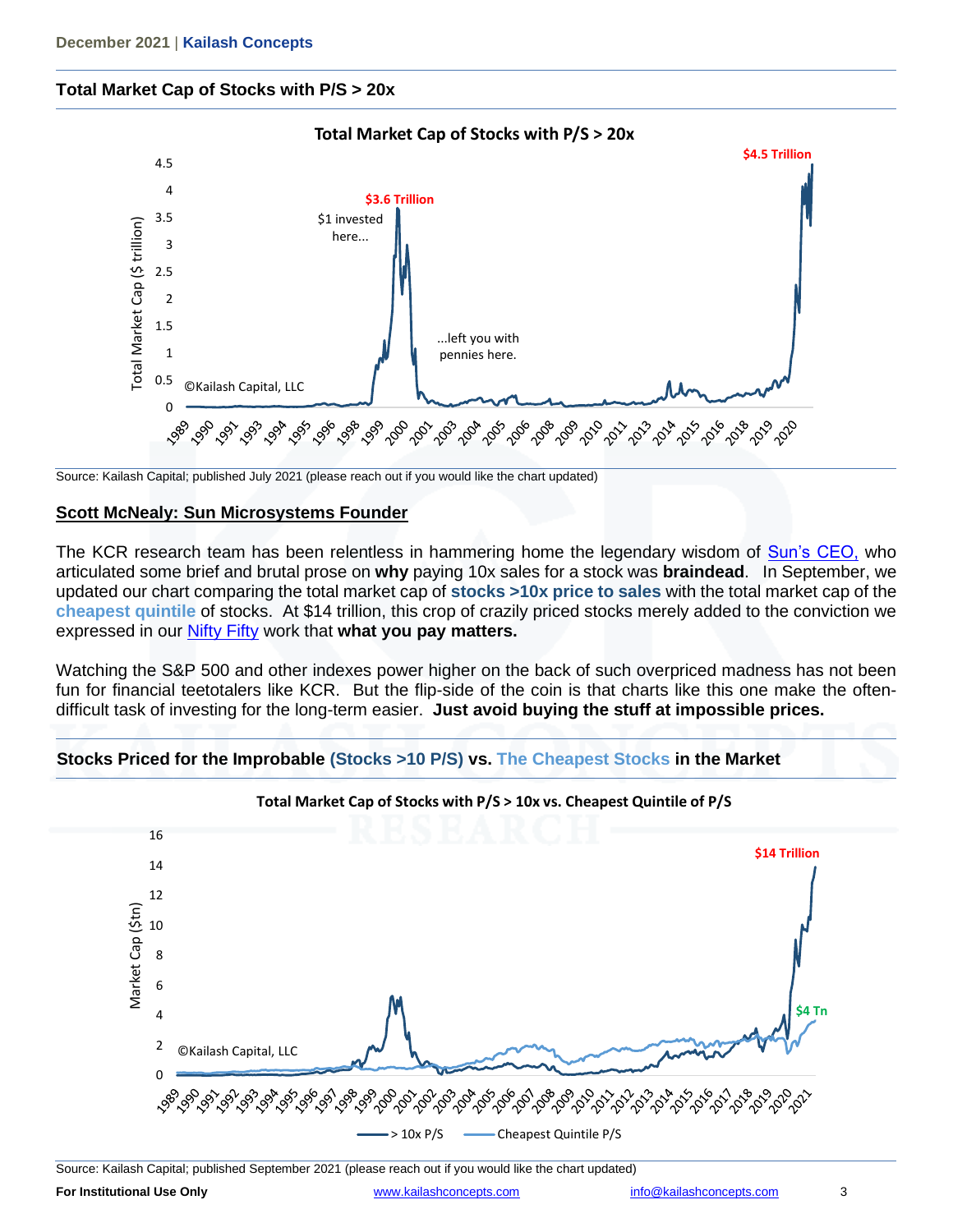## Total Market Cap of Stocks with P/S > 20x

Source: Kailash Capital; published July 2021 (please reach out if you would like the chart updated)

## Scott McNealy: Sun Microsystems Founder

The KCR research team has been relentless in hammering home the legendary wisdom of Sun's CEO, who articulated some brief and brutal prose on **why** paying 10x sales for a stock was **braindead**. In September, we updated our chart comparing the total market cap of **stocks >10x price to sales** with the total market cap of the **cheapest quintile** of stocks. At $14 trillion, this crop of crazily priced stocks merely added to the conviction we expressed in our Nifty Fifty work that **what you pay matters.**

Watching the S&P 500 and other indexes power higher on the back of such overpriced madness has not been fun for financial teetotalers like KCR. But the flip-side of the coin is that charts like this one make the often-difficult task of investing for the long-term easier. **Just avoid buying the stuff at impossible prices.**

## Stocks Priced for the Improbable (Stocks >10 P/S) vs. The Cheapest Stocks in the Market

Source: Kailash Capital; published September 2021 (please reach out if you would like the chart updated)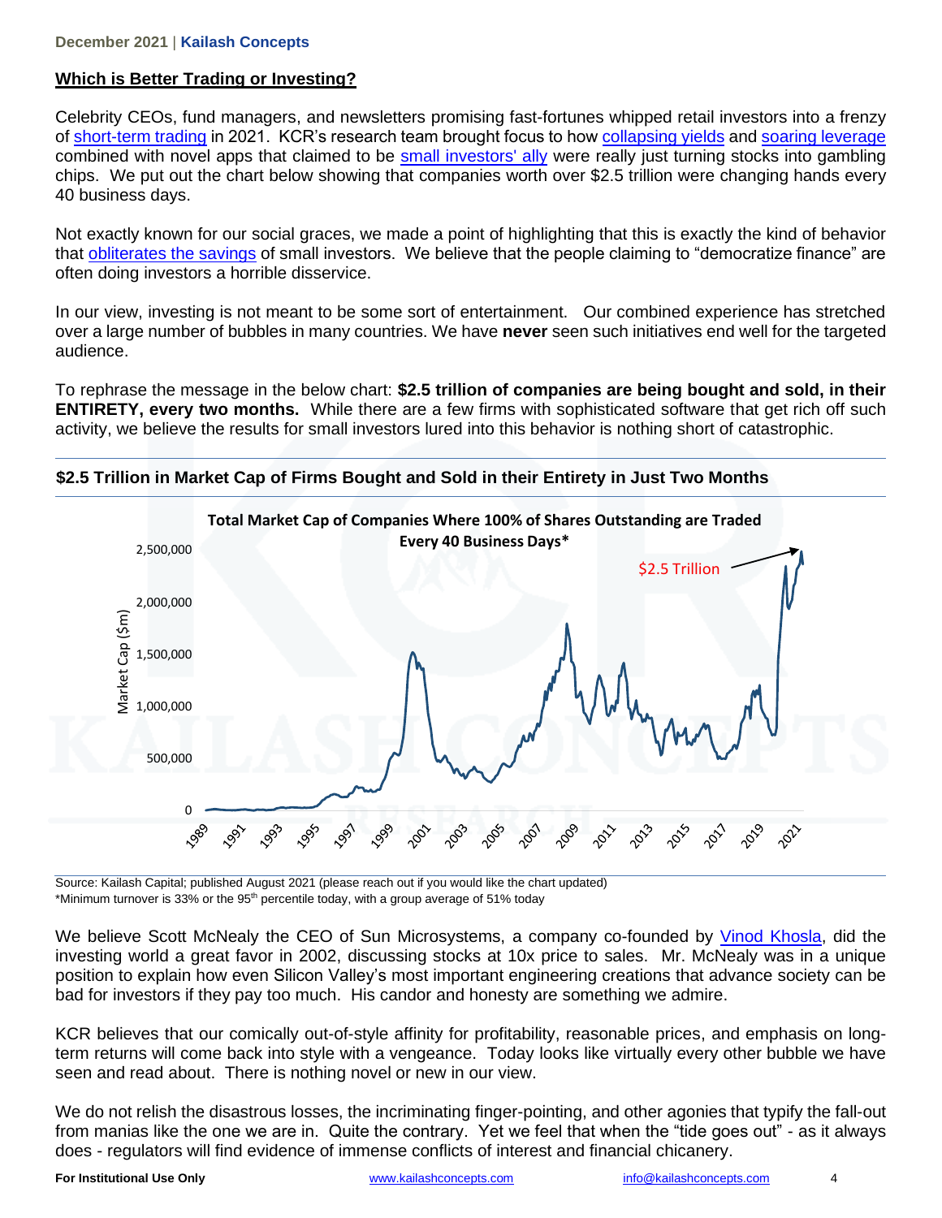## Which is Better Trading or Investing?

Celebrity CEOs, fund managers, and newsletters promising fast-fortunes whipped retail investors into a frenzy of short-term trading in 2021. KCR's research team brought focus to how collapsing yields and soaring leverage combined with novel apps that claimed to be small investors' ally were really just turning stocks into gambling chips. We put out the chart below showing that companies worth over $2.5 trillion were changing hands every 40 business days.

Not exactly known for our social graces, we made a point of highlighting that this is exactly the kind of behavior that obliterates the savings of small investors. We believe that the people claiming to "democratize finance" are often doing investors a horrible disservice.

In our view, investing is not meant to be some sort of entertainment. Our combined experience has stretched over a large number of bubbles in many countries. We have **never** seen such initiatives end well for the targeted audience.

To rephrase the message in the below chart: **$2.5 trillion of companies are being bought and sold, in their ENTIRETY, every two months.** While there are a few firms with sophisticated software that get rich off such activity, we believe the results for small investors lured into this behavior is nothing short of catastrophic.

**$2.5 Trillion in Market Cap of Firms Bought and Sold in their Entirety in Just Two Months**

Source: Kailash Capital; published August 2021 (please reach out if you would like the chart updated)
*Minimum turnover is 33% or the 95th percentile today, with a group average of 51% today

We believe Scott McNealy the CEO of Sun Microsystems, a company co-founded by Vinod Khosla, did the investing world a great favor in 2002, discussing stocks at 10x price to sales. Mr. McNealy was in a unique position to explain how even Silicon Valley's most important engineering creations that advance society can be bad for investors if they pay too much. His candor and honesty are something we admire.

KCR believes that our comically out-of-style affinity for profitability, reasonable prices, and emphasis on long-term returns will come back into style with a vengeance. Today looks like virtually every other bubble we have seen and read about. There is nothing novel or new in our view.

We do not relish the disastrous losses, the incriminating finger-pointing, and other agonies that typify the fall-out from manias like the one we are in. Quite the contrary. Yet we feel that when the "tide goes out" - as it always does - regulators will find evidence of immense conflicts of interest and financial chicanery.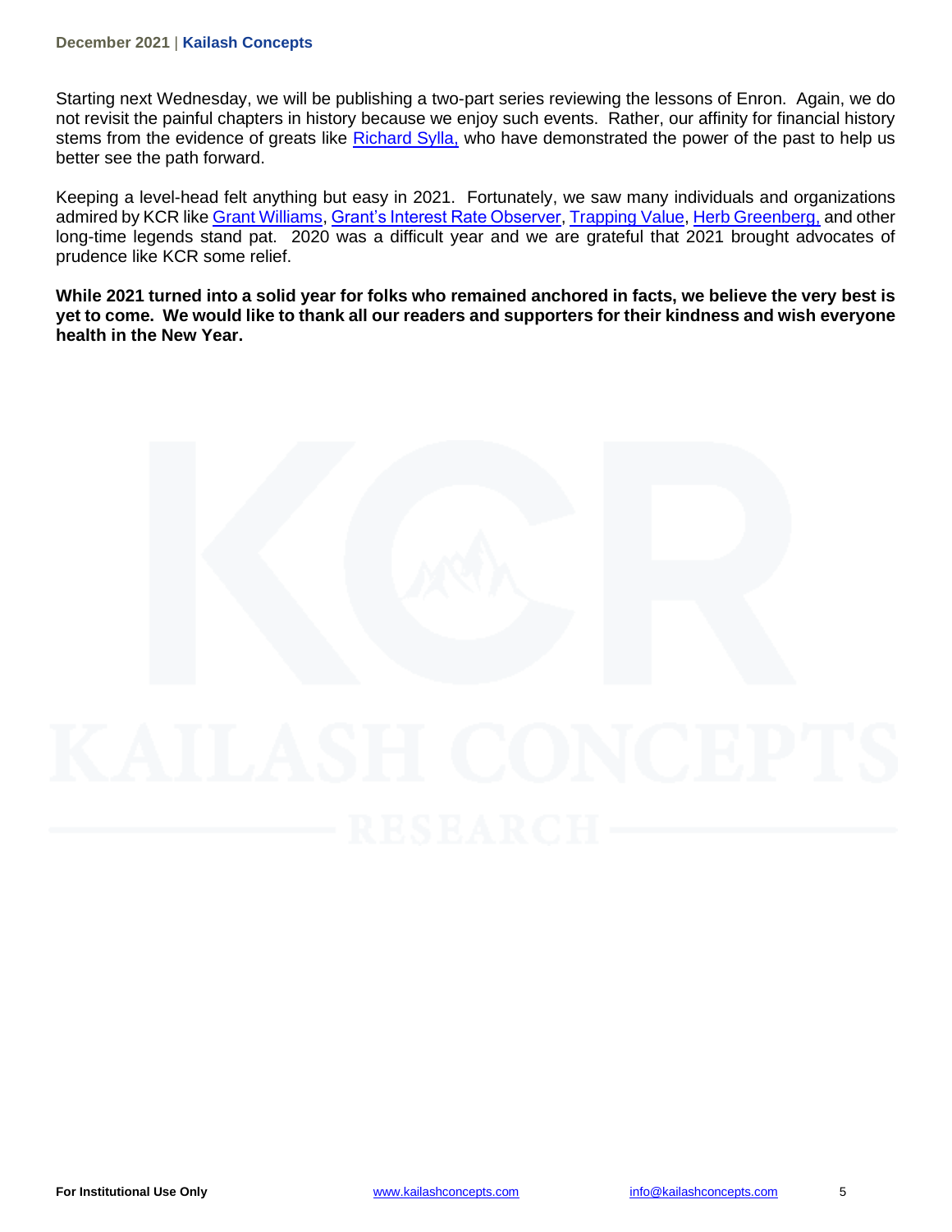Starting next Wednesday, we will be publishing a two-part series reviewing the lessons of Enron. Again, we do not revisit the painful chapters in history because we enjoy such events. Rather, our affinity for financial history stems from the evidence of greats like Richard Sylla, who have demonstrated the power of the past to help us better see the path forward.

Keeping a level-head felt anything but easy in 2021. Fortunately, we saw many individuals and organizations admired by KCR like Grant Williams, Grant's Interest Rate Observer, Trapping Value, Herb Greenberg, and other long-time legends stand pat. 2020 was a difficult year and we are grateful that 2021 brought advocates of prudence like KCR some relief.

**While 2021 turned into a solid year for folks who remained anchored in facts, we believe the very best is yet to come. We would like to thank all our readers and supporters for their kindness and wish everyone health in the New Year.**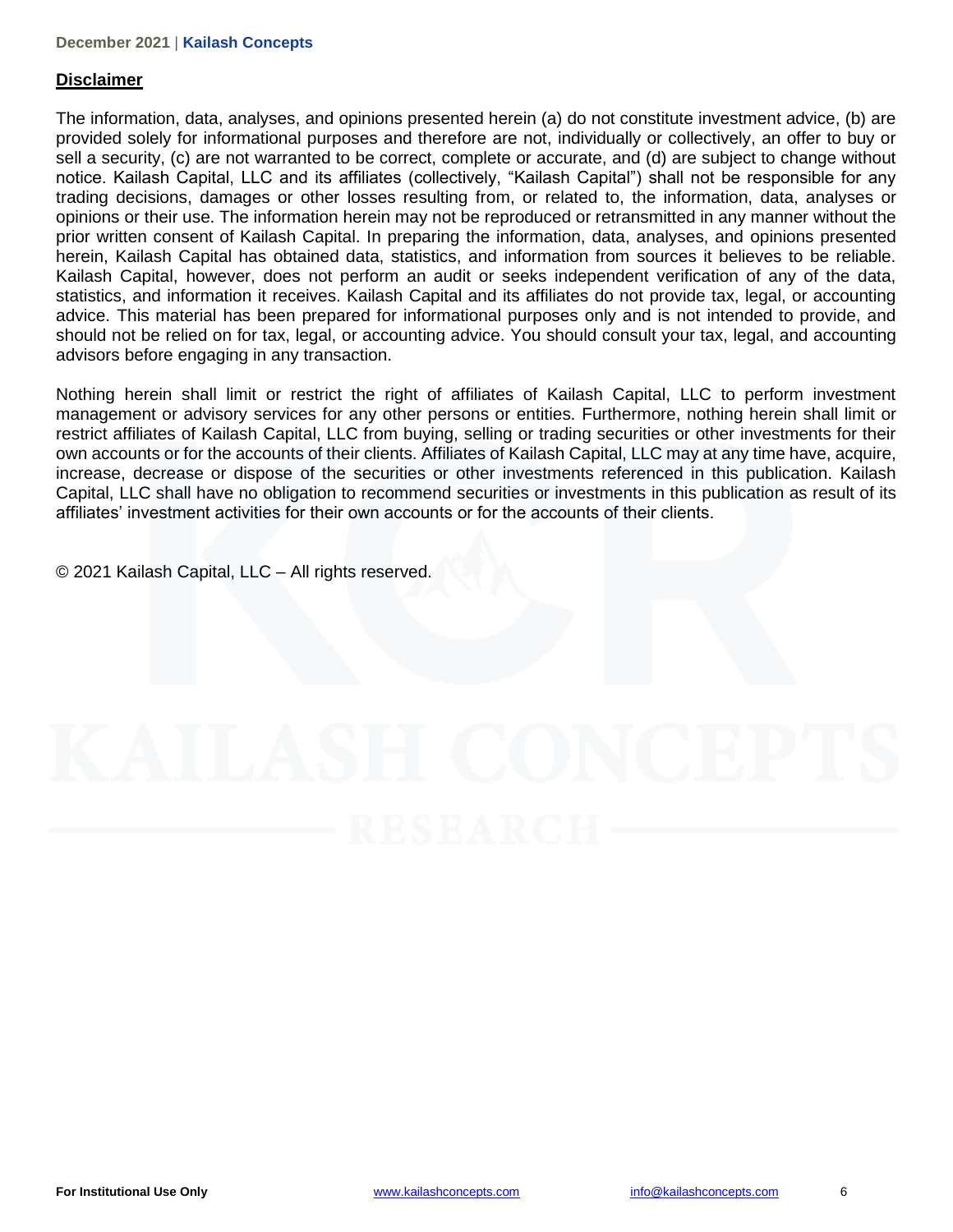## **Disclaimer**

The information, data, analyses, and opinions presented herein (a) do not constitute investment advice, (b) are provided solely for informational purposes and therefore are not, individually or collectively, an offer to buy or sell a security, (c) are not warranted to be correct, complete or accurate, and (d) are subject to change without notice. Kailash Capital, LLC and its affiliates (collectively, "Kailash Capital") shall not be responsible for any trading decisions, damages or other losses resulting from, or related to, the information, data, analyses or opinions or their use. The information herein may not be reproduced or retransmitted in any manner without the prior written consent of Kailash Capital. In preparing the information, data, analyses, and opinions presented herein, Kailash Capital has obtained data, statistics, and information from sources it believes to be reliable. Kailash Capital, however, does not perform an audit or seeks independent verification of any of the data, statistics, and information it receives. Kailash Capital and its affiliates do not provide tax, legal, or accounting advice. This material has been prepared for informational purposes only and is not intended to provide, and should not be relied on for tax, legal, or accounting advice. You should consult your tax, legal, and accounting advisors before engaging in any transaction.

Nothing herein shall limit or restrict the right of affiliates of Kailash Capital, LLC to perform investment management or advisory services for any other persons or entities. Furthermore, nothing herein shall limit or restrict affiliates of Kailash Capital, LLC from buying, selling or trading securities or other investments for their own accounts or for the accounts of their clients. Affiliates of Kailash Capital, LLC may at any time have, acquire, increase, decrease or dispose of the securities or other investments referenced in this publication. Kailash Capital, LLC shall have no obligation to recommend securities or investments in this publication as result of its affiliates' investment activities for their own accounts or for the accounts of their clients.

© 2021 Kailash Capital, LLC – All rights reserved.